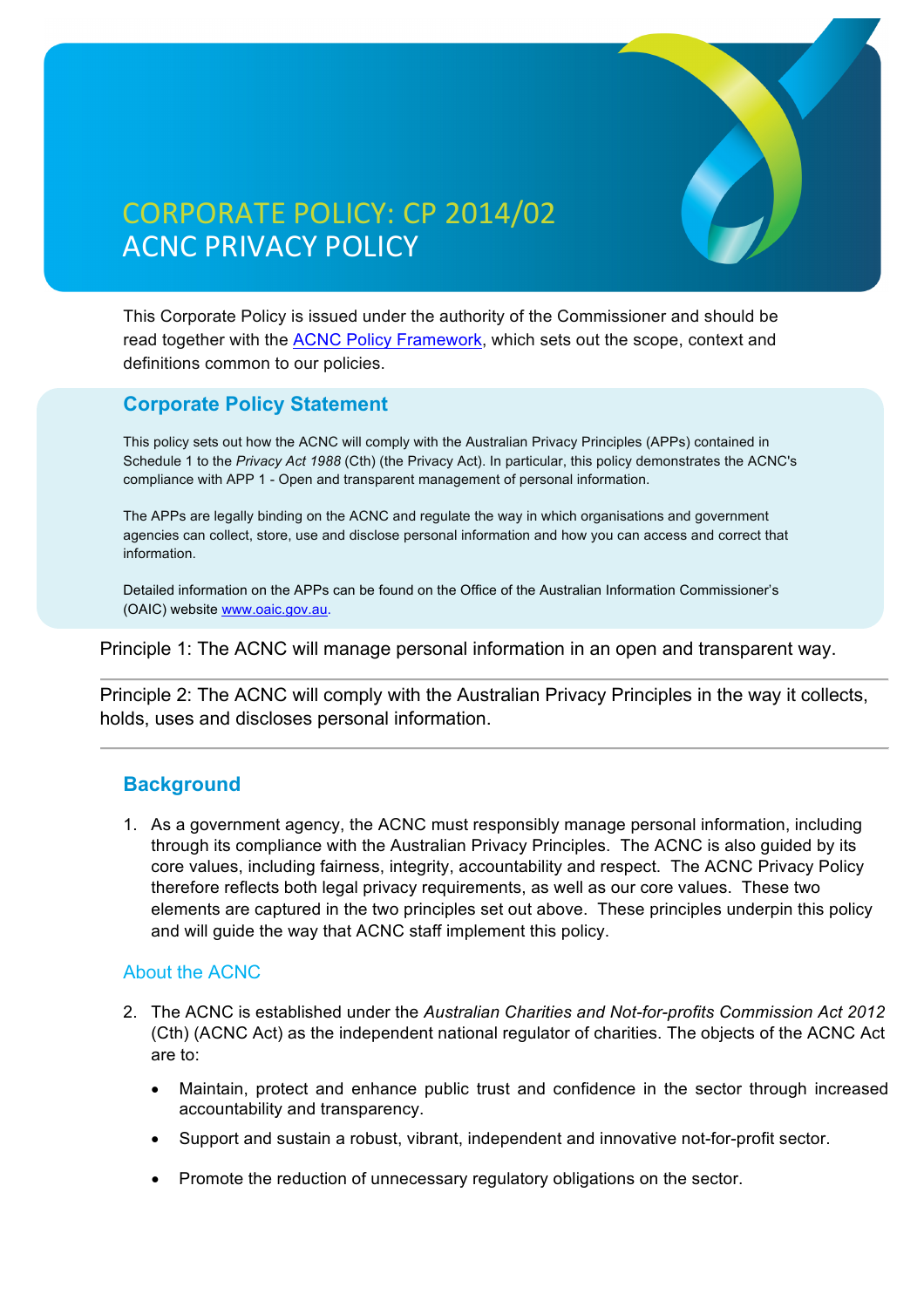# CORPORATE POLICY: CP 2014/02
# ACNC PRIVACY POLICY

This Corporate Policy is issued under the authority of the Commissioner and should be read together with the [ACNC Policy Framework](), which sets out the scope, context and definitions common to our policies.

## Corporate Policy Statement

This policy sets out how the ACNC will comply with the Australian Privacy Principles (APPs) contained in Schedule 1 to the *Privacy Act 1988* (Cth) (the Privacy Act). In particular, this policy demonstrates the ACNC's compliance with APP 1 - Open and transparent management of personal information.

The APPs are legally binding on the ACNC and regulate the way in which organisations and government agencies can collect, store, use and disclose personal information and how you can access and correct that information.

Detailed information on the APPs can be found on the Office of the Australian Information Commissioner's (OAIC) website www.oaic.gov.au.

Principle 1: The ACNC will manage personal information in an open and transparent way.

---

Principle 2: The ACNC will comply with the Australian Privacy Principles in the way it collects, holds, uses and discloses personal information.

---

## Background

1. As a government agency, the ACNC must responsibly manage personal information, including through its compliance with the Australian Privacy Principles. The ACNC is also guided by its core values, including fairness, integrity, accountability and respect. The ACNC Privacy Policy therefore reflects both legal privacy requirements, as well as our core values. These two elements are captured in the two principles set out above. These principles underpin this policy and will guide the way that ACNC staff implement this policy.

### About the ACNC

2. The ACNC is established under the *Australian Charities and Not-for-profits Commission Act 2012* (Cth) (ACNC Act) as the independent national regulator of charities. The objects of the ACNC Act are to:

   - Maintain, protect and enhance public trust and confidence in the sector through increased accountability and transparency.
   - Support and sustain a robust, vibrant, independent and innovative not-for-profit sector.
   - Promote the reduction of unnecessary regulatory obligations on the sector.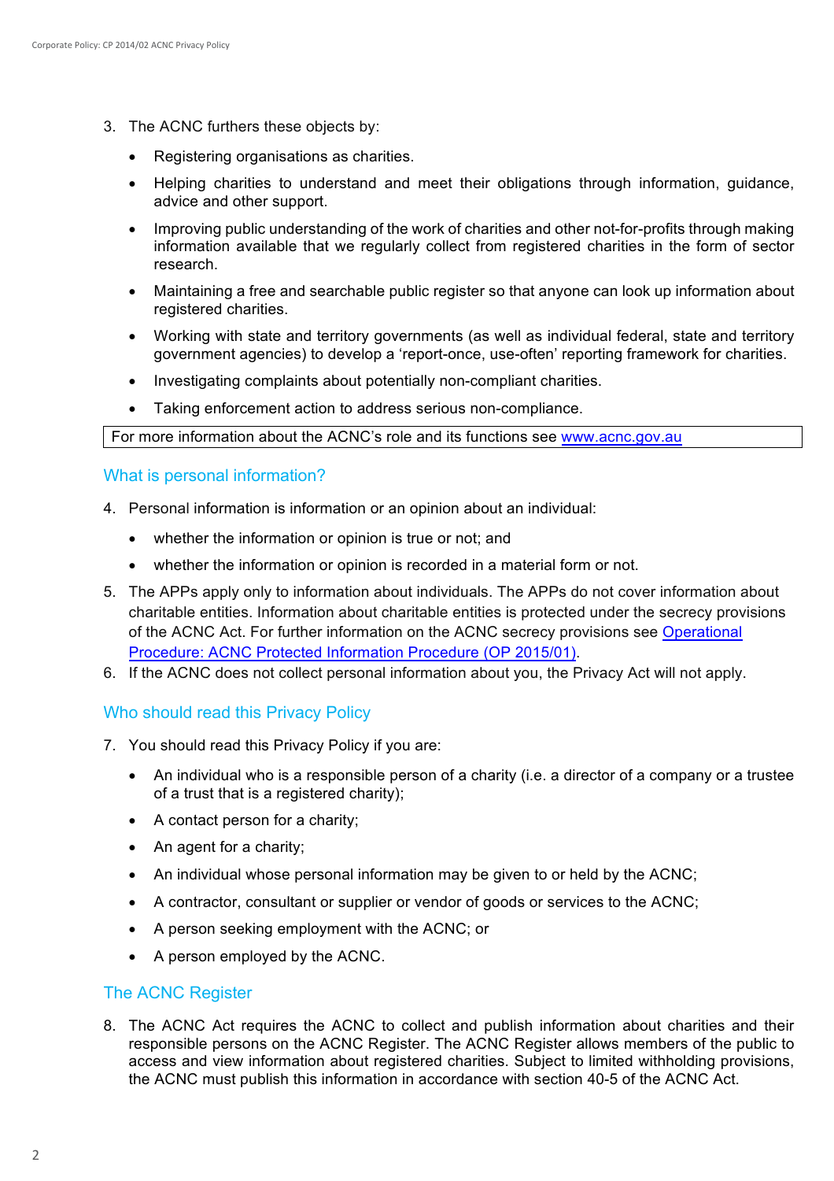3. The ACNC furthers these objects by:

   - Registering organisations as charities.
   - Helping charities to understand and meet their obligations through information, guidance, advice and other support.
   - Improving public understanding of the work of charities and other not-for-profits through making information available that we regularly collect from registered charities in the form of sector research.
   - Maintaining a free and searchable public register so that anyone can look up information about registered charities.
   - Working with state and territory governments (as well as individual federal, state and territory government agencies) to develop a 'report-once, use-often' reporting framework for charities.
   - Investigating complaints about potentially non-compliant charities.
   - Taking enforcement action to address serious non-compliance.

For more information about the ACNC's role and its functions see [www.acnc.gov.au](http://www.acnc.gov.au)

## What is personal information?

4. Personal information is information or an opinion about an individual:

   - whether the information or opinion is true or not; and
   - whether the information or opinion is recorded in a material form or not.

5. The APPs apply only to information about individuals. The APPs do not cover information about charitable entities. Information about charitable entities is protected under the secrecy provisions of the ACNC Act. For further information on the ACNC secrecy provisions see [Operational Procedure: ACNC Protected Information Procedure (OP 2015/01)](#).
6. If the ACNC does not collect personal information about you, the Privacy Act will not apply.

## Who should read this Privacy Policy

7. You should read this Privacy Policy if you are:

   - An individual who is a responsible person of a charity (i.e. a director of a company or a trustee of a trust that is a registered charity);
   - A contact person for a charity;
   - An agent for a charity;
   - An individual whose personal information may be given to or held by the ACNC;
   - A contractor, consultant or supplier or vendor of goods or services to the ACNC;
   - A person seeking employment with the ACNC; or
   - A person employed by the ACNC.

## The ACNC Register

8. The ACNC Act requires the ACNC to collect and publish information about charities and their responsible persons on the ACNC Register. The ACNC Register allows members of the public to access and view information about registered charities. Subject to limited withholding provisions, the ACNC must publish this information in accordance with section 40-5 of the ACNC Act.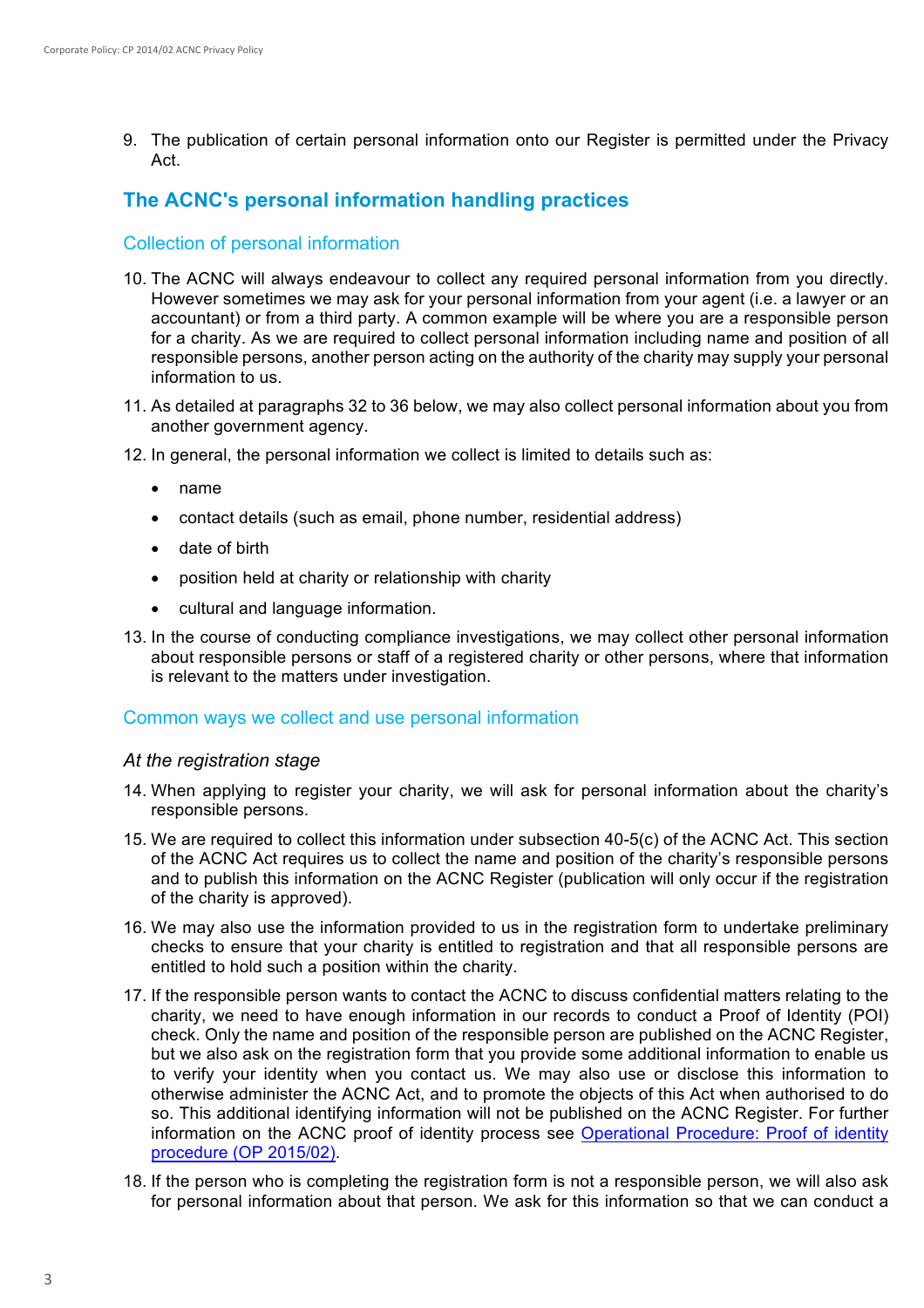9. The publication of certain personal information onto our Register is permitted under the Privacy Act.

## The ACNC's personal information handling practices

### Collection of personal information

10. The ACNC will always endeavour to collect any required personal information from you directly. However sometimes we may ask for your personal information from your agent (i.e. a lawyer or an accountant) or from a third party. A common example will be where you are a responsible person for a charity. As we are required to collect personal information including name and position of all responsible persons, another person acting on the authority of the charity may supply your personal information to us.

11. As detailed at paragraphs 32 to 36 below, we may also collect personal information about you from another government agency.

12. In general, the personal information we collect is limited to details such as:

    - name
    - contact details (such as email, phone number, residential address)
    - date of birth
    - position held at charity or relationship with charity
    - cultural and language information.

13. In the course of conducting compliance investigations, we may collect other personal information about responsible persons or staff of a registered charity or other persons, where that information is relevant to the matters under investigation.

### Common ways we collect and use personal information

*At the registration stage*

14. When applying to register your charity, we will ask for personal information about the charity's responsible persons.

15. We are required to collect this information under subsection 40-5(c) of the ACNC Act. This section of the ACNC Act requires us to collect the name and position of the charity's responsible persons and to publish this information on the ACNC Register (publication will only occur if the registration of the charity is approved).

16. We may also use the information provided to us in the registration form to undertake preliminary checks to ensure that your charity is entitled to registration and that all responsible persons are entitled to hold such a position within the charity.

17. If the responsible person wants to contact the ACNC to discuss confidential matters relating to the charity, we need to have enough information in our records to conduct a Proof of Identity (POI) check. Only the name and position of the responsible person are published on the ACNC Register, but we also ask on the registration form that you provide some additional information to enable us to verify your identity when you contact us. We may also use or disclose this information to otherwise administer the ACNC Act, and to promote the objects of this Act when authorised to do so. This additional identifying information will not be published on the ACNC Register. For further information on the ACNC proof of identity process see Operational Procedure: Proof of identity procedure (OP 2015/02).

18. If the person who is completing the registration form is not a responsible person, we will also ask for personal information about that person. We ask for this information so that we can conduct a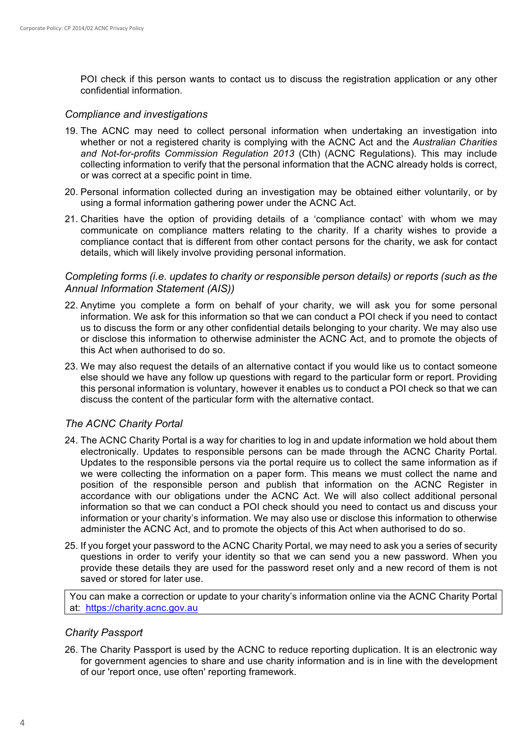POI check if this person wants to contact us to discuss the registration application or any other confidential information.

### *Compliance and investigations*

19. The ACNC may need to collect personal information when undertaking an investigation into whether or not a registered charity is complying with the ACNC Act and the *Australian Charities and Not-for-profits Commission Regulation 2013* (Cth) (ACNC Regulations). This may include collecting information to verify that the personal information that the ACNC already holds is correct, or was correct at a specific point in time.

20. Personal information collected during an investigation may be obtained either voluntarily, or by using a formal information gathering power under the ACNC Act.

21. Charities have the option of providing details of a 'compliance contact' with whom we may communicate on compliance matters relating to the charity. If a charity wishes to provide a compliance contact that is different from other contact persons for the charity, we ask for contact details, which will likely involve providing personal information.

### *Completing forms (i.e. updates to charity or responsible person details) or reports (such as the Annual Information Statement (AIS))*

22. Anytime you complete a form on behalf of your charity, we will ask you for some personal information. We ask for this information so that we can conduct a POI check if you need to contact us to discuss the form or any other confidential details belonging to your charity. We may also use or disclose this information to otherwise administer the ACNC Act, and to promote the objects of this Act when authorised to do so.

23. We may also request the details of an alternative contact if you would like us to contact someone else should we have any follow up questions with regard to the particular form or report. Providing this personal information is voluntary, however it enables us to conduct a POI check so that we can discuss the content of the particular form with the alternative contact.

### *The ACNC Charity Portal*

24. The ACNC Charity Portal is a way for charities to log in and update information we hold about them electronically. Updates to responsible persons can be made through the ACNC Charity Portal. Updates to the responsible persons via the portal require us to collect the same information as if we were collecting the information on a paper form. This means we must collect the name and position of the responsible person and publish that information on the ACNC Register in accordance with our obligations under the ACNC Act. We will also collect additional personal information so that we can conduct a POI check should you need to contact us and discuss your information or your charity's information. We may also use or disclose this information to otherwise administer the ACNC Act, and to promote the objects of this Act when authorised to do so.

25. If you forget your password to the ACNC Charity Portal, we may need to ask you a series of security questions in order to verify your identity so that we can send you a new password. When you provide these details they are used for the password reset only and a new record of them is not saved or stored for later use.

> You can make a correction or update to your charity's information online via the ACNC Charity Portal at: https://charity.acnc.gov.au

### *Charity Passport*

26. The Charity Passport is used by the ACNC to reduce reporting duplication. It is an electronic way for government agencies to share and use charity information and is in line with the development of our 'report once, use often' reporting framework.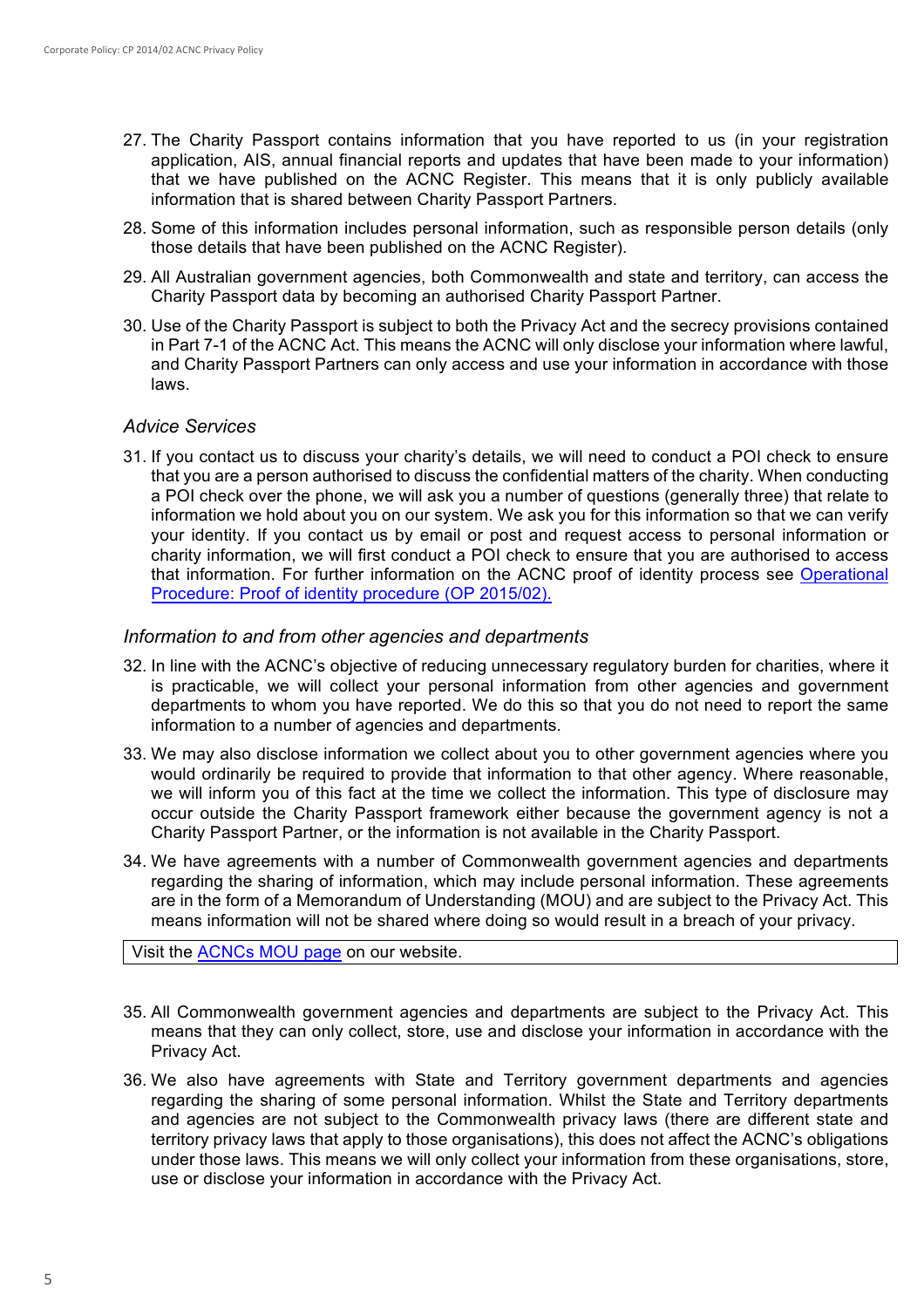27. The Charity Passport contains information that you have reported to us (in your registration application, AIS, annual financial reports and updates that have been made to your information) that we have published on the ACNC Register. This means that it is only publicly available information that is shared between Charity Passport Partners.

28. Some of this information includes personal information, such as responsible person details (only those details that have been published on the ACNC Register).

29. All Australian government agencies, both Commonwealth and state and territory, can access the Charity Passport data by becoming an authorised Charity Passport Partner.

30. Use of the Charity Passport is subject to both the Privacy Act and the secrecy provisions contained in Part 7-1 of the ACNC Act. This means the ACNC will only disclose your information where lawful, and Charity Passport Partners can only access and use your information in accordance with those laws.

### *Advice Services*

31. If you contact us to discuss your charity's details, we will need to conduct a POI check to ensure that you are a person authorised to discuss the confidential matters of the charity. When conducting a POI check over the phone, we will ask you a number of questions (generally three) that relate to information we hold about you on our system. We ask you for this information so that we can verify your identity. If you contact us by email or post and request access to personal information or charity information, we will first conduct a POI check to ensure that you are authorised to access that information. For further information on the ACNC proof of identity process see Operational Procedure: Proof of identity procedure (OP 2015/02).

### *Information to and from other agencies and departments*

32. In line with the ACNC's objective of reducing unnecessary regulatory burden for charities, where it is practicable, we will collect your personal information from other agencies and government departments to whom you have reported. We do this so that you do not need to report the same information to a number of agencies and departments.

33. We may also disclose information we collect about you to other government agencies where you would ordinarily be required to provide that information to that other agency. Where reasonable, we will inform you of this fact at the time we collect the information. This type of disclosure may occur outside the Charity Passport framework either because the government agency is not a Charity Passport Partner, or the information is not available in the Charity Passport.

34. We have agreements with a number of Commonwealth government agencies and departments regarding the sharing of information, which may include personal information. These agreements are in the form of a Memorandum of Understanding (MOU) and are subject to the Privacy Act. This means information will not be shared where doing so would result in a breach of your privacy.

Visit the ACNCs MOU page on our website.

35. All Commonwealth government agencies and departments are subject to the Privacy Act. This means that they can only collect, store, use and disclose your information in accordance with the Privacy Act.

36. We also have agreements with State and Territory government departments and agencies regarding the sharing of some personal information. Whilst the State and Territory departments and agencies are not subject to the Commonwealth privacy laws (there are different state and territory privacy laws that apply to those organisations), this does not affect the ACNC's obligations under those laws. This means we will only collect your information from these organisations, store, use or disclose your information in accordance with the Privacy Act.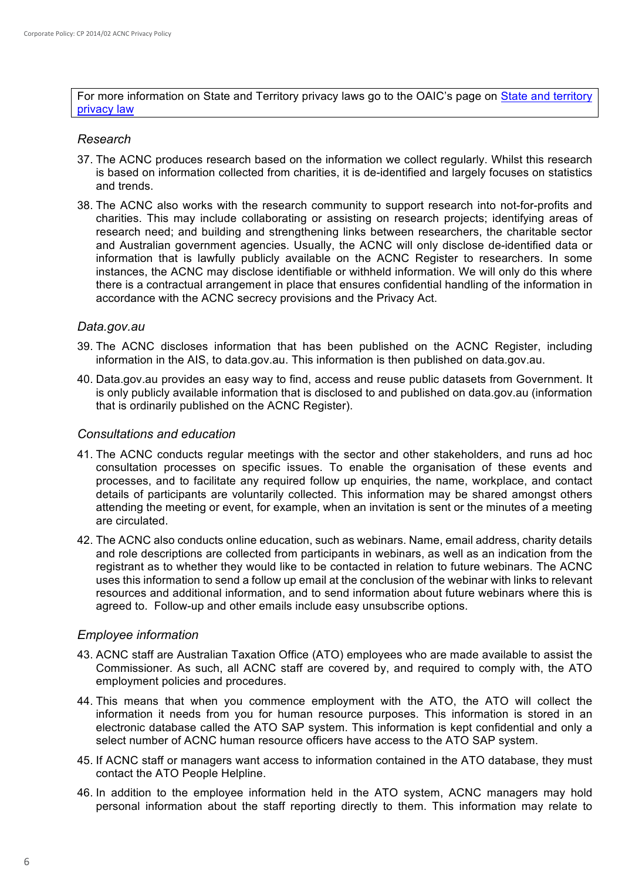For more information on State and Territory privacy laws go to the OAIC's page on [State and territory privacy law]

### *Research*

37. The ACNC produces research based on the information we collect regularly. Whilst this research is based on information collected from charities, it is de-identified and largely focuses on statistics and trends.

38. The ACNC also works with the research community to support research into not-for-profits and charities. This may include collaborating or assisting on research projects; identifying areas of research need; and building and strengthening links between researchers, the charitable sector and Australian government agencies. Usually, the ACNC will only disclose de-identified data or information that is lawfully publicly available on the ACNC Register to researchers. In some instances, the ACNC may disclose identifiable or withheld information. We will only do this where there is a contractual arrangement in place that ensures confidential handling of the information in accordance with the ACNC secrecy provisions and the Privacy Act.

### *Data.gov.au*

39. The ACNC discloses information that has been published on the ACNC Register, including information in the AIS, to data.gov.au. This information is then published on data.gov.au.

40. Data.gov.au provides an easy way to find, access and reuse public datasets from Government. It is only publicly available information that is disclosed to and published on data.gov.au (information that is ordinarily published on the ACNC Register).

### *Consultations and education*

41. The ACNC conducts regular meetings with the sector and other stakeholders, and runs ad hoc consultation processes on specific issues. To enable the organisation of these events and processes, and to facilitate any required follow up enquiries, the name, workplace, and contact details of participants are voluntarily collected. This information may be shared amongst others attending the meeting or event, for example, when an invitation is sent or the minutes of a meeting are circulated.

42. The ACNC also conducts online education, such as webinars. Name, email address, charity details and role descriptions are collected from participants in webinars, as well as an indication from the registrant as to whether they would like to be contacted in relation to future webinars. The ACNC uses this information to send a follow up email at the conclusion of the webinar with links to relevant resources and additional information, and to send information about future webinars where this is agreed to. Follow-up and other emails include easy unsubscribe options.

### *Employee information*

43. ACNC staff are Australian Taxation Office (ATO) employees who are made available to assist the Commissioner. As such, all ACNC staff are covered by, and required to comply with, the ATO employment policies and procedures.

44. This means that when you commence employment with the ATO, the ATO will collect the information it needs from you for human resource purposes. This information is stored in an electronic database called the ATO SAP system. This information is kept confidential and only a select number of ACNC human resource officers have access to the ATO SAP system.

45. If ACNC staff or managers want access to information contained in the ATO database, they must contact the ATO People Helpline.

46. In addition to the employee information held in the ATO system, ACNC managers may hold personal information about the staff reporting directly to them. This information may relate to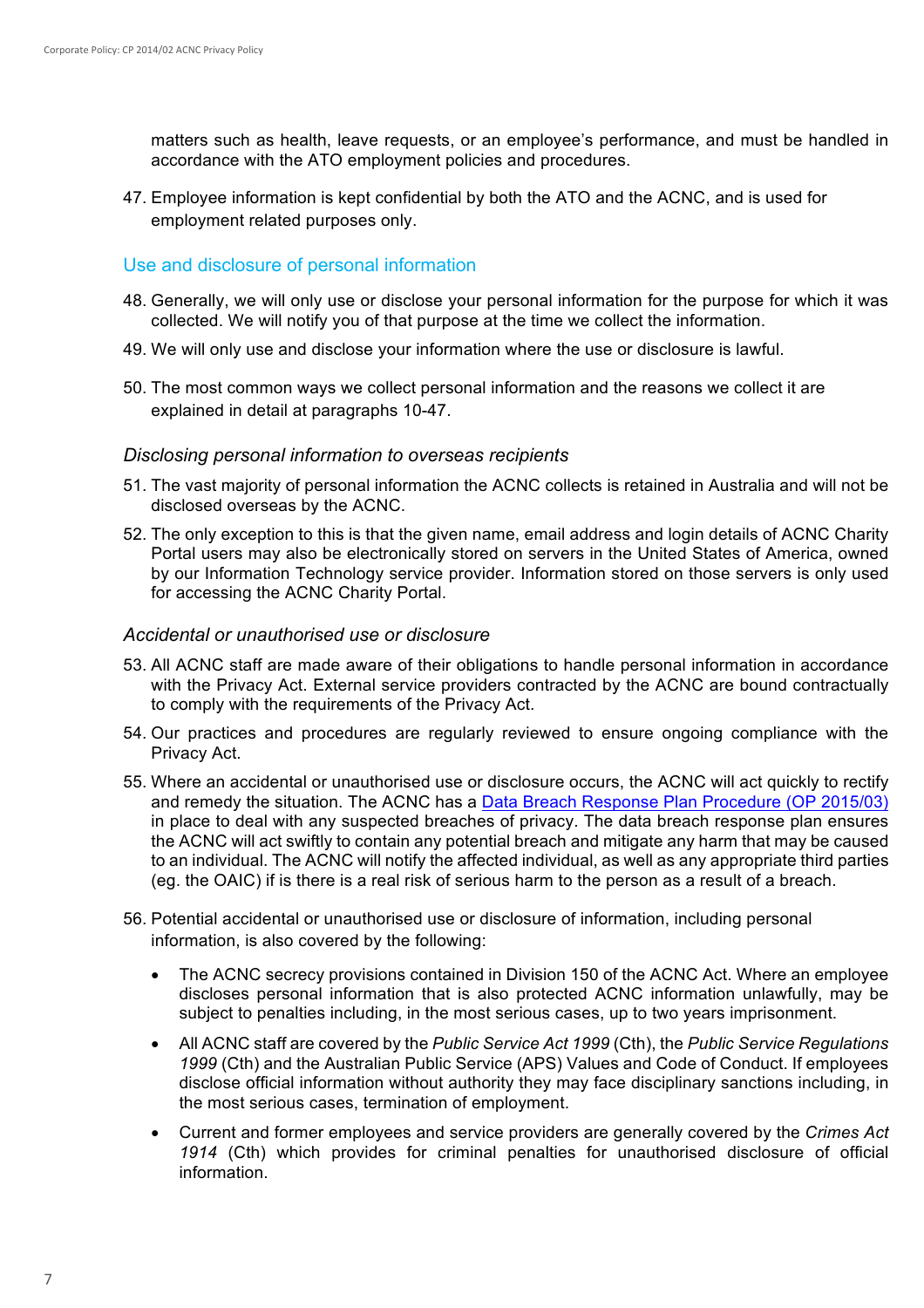matters such as health, leave requests, or an employee's performance, and must be handled in accordance with the ATO employment policies and procedures.

47. Employee information is kept confidential by both the ATO and the ACNC, and is used for employment related purposes only.

## Use and disclosure of personal information

48. Generally, we will only use or disclose your personal information for the purpose for which it was collected. We will notify you of that purpose at the time we collect the information.

49. We will only use and disclose your information where the use or disclosure is lawful.

50. The most common ways we collect personal information and the reasons we collect it are explained in detail at paragraphs 10-47.

### *Disclosing personal information to overseas recipients*

51. The vast majority of personal information the ACNC collects is retained in Australia and will not be disclosed overseas by the ACNC.

52. The only exception to this is that the given name, email address and login details of ACNC Charity Portal users may also be electronically stored on servers in the United States of America, owned by our Information Technology service provider. Information stored on those servers is only used for accessing the ACNC Charity Portal.

### *Accidental or unauthorised use or disclosure*

53. All ACNC staff are made aware of their obligations to handle personal information in accordance with the Privacy Act. External service providers contracted by the ACNC are bound contractually to comply with the requirements of the Privacy Act.

54. Our practices and procedures are regularly reviewed to ensure ongoing compliance with the Privacy Act.

55. Where an accidental or unauthorised use or disclosure occurs, the ACNC will act quickly to rectify and remedy the situation. The ACNC has a Data Breach Response Plan Procedure (OP 2015/03) in place to deal with any suspected breaches of privacy. The data breach response plan ensures the ACNC will act swiftly to contain any potential breach and mitigate any harm that may be caused to an individual. The ACNC will notify the affected individual, as well as any appropriate third parties (eg. the OAIC) if is there is a real risk of serious harm to the person as a result of a breach.

56. Potential accidental or unauthorised use or disclosure of information, including personal information, is also covered by the following:

    - The ACNC secrecy provisions contained in Division 150 of the ACNC Act. Where an employee discloses personal information that is also protected ACNC information unlawfully, may be subject to penalties including, in the most serious cases, up to two years imprisonment.
    - All ACNC staff are covered by the *Public Service Act 1999* (Cth), the *Public Service Regulations 1999* (Cth) and the Australian Public Service (APS) Values and Code of Conduct. If employees disclose official information without authority they may face disciplinary sanctions including, in the most serious cases, termination of employment.
    - Current and former employees and service providers are generally covered by the *Crimes Act 1914* (Cth) which provides for criminal penalties for unauthorised disclosure of official information.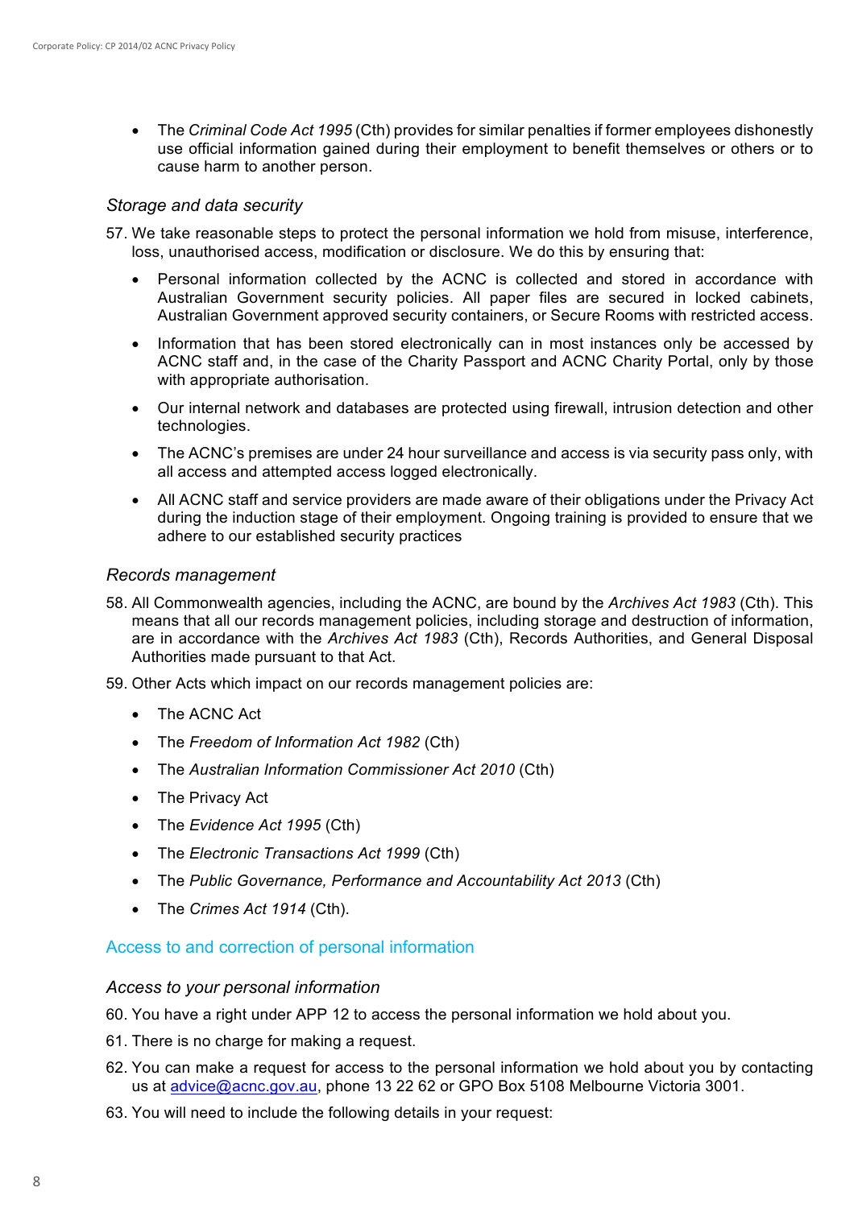- The *Criminal Code Act 1995* (Cth) provides for similar penalties if former employees dishonestly use official information gained during their employment to benefit themselves or others or to cause harm to another person.

### *Storage and data security*

57. We take reasonable steps to protect the personal information we hold from misuse, interference, loss, unauthorised access, modification or disclosure. We do this by ensuring that:

    - Personal information collected by the ACNC is collected and stored in accordance with Australian Government security policies. All paper files are secured in locked cabinets, Australian Government approved security containers, or Secure Rooms with restricted access.
    - Information that has been stored electronically can in most instances only be accessed by ACNC staff and, in the case of the Charity Passport and ACNC Charity Portal, only by those with appropriate authorisation.
    - Our internal network and databases are protected using firewall, intrusion detection and other technologies.
    - The ACNC's premises are under 24 hour surveillance and access is via security pass only, with all access and attempted access logged electronically.
    - All ACNC staff and service providers are made aware of their obligations under the Privacy Act during the induction stage of their employment. Ongoing training is provided to ensure that we adhere to our established security practices

### *Records management*

58. All Commonwealth agencies, including the ACNC, are bound by the *Archives Act 1983* (Cth). This means that all our records management policies, including storage and destruction of information, are in accordance with the *Archives Act 1983* (Cth), Records Authorities, and General Disposal Authorities made pursuant to that Act.

59. Other Acts which impact on our records management policies are:

    - The ACNC Act
    - The *Freedom of Information Act 1982* (Cth)
    - The *Australian Information Commissioner Act 2010* (Cth)
    - The Privacy Act
    - The *Evidence Act 1995* (Cth)
    - The *Electronic Transactions Act 1999* (Cth)
    - The *Public Governance, Performance and Accountability Act 2013* (Cth)
    - The *Crimes Act 1914* (Cth).

## Access to and correction of personal information

### *Access to your personal information*

60. You have a right under APP 12 to access the personal information we hold about you.

61. There is no charge for making a request.

62. You can make a request for access to the personal information we hold about you by contacting us at advice@acnc.gov.au, phone 13 22 62 or GPO Box 5108 Melbourne Victoria 3001.

63. You will need to include the following details in your request: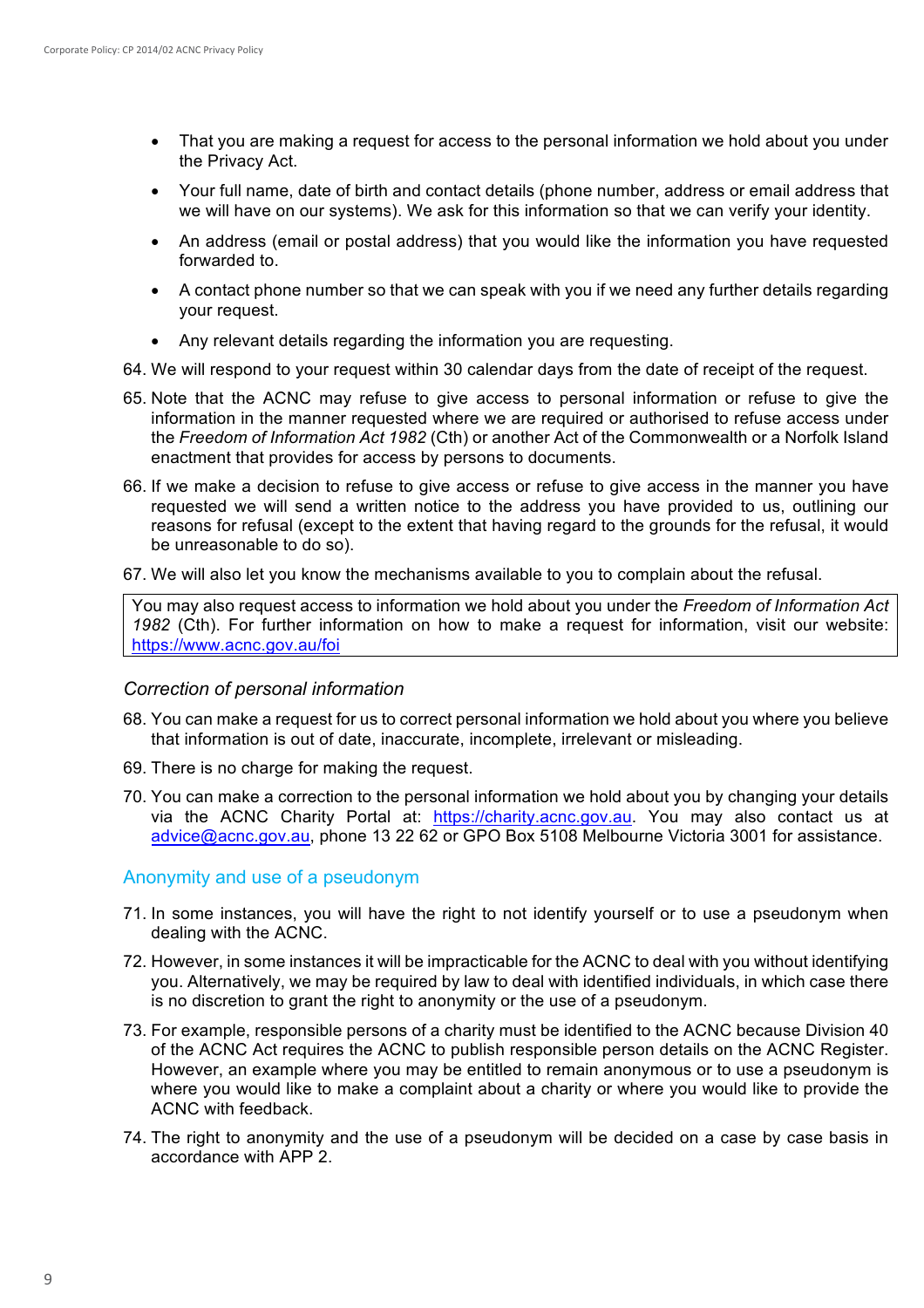- That you are making a request for access to the personal information we hold about you under the Privacy Act.
- Your full name, date of birth and contact details (phone number, address or email address that we will have on our systems). We ask for this information so that we can verify your identity.
- An address (email or postal address) that you would like the information you have requested forwarded to.
- A contact phone number so that we can speak with you if we need any further details regarding your request.
- Any relevant details regarding the information you are requesting.

64. We will respond to your request within 30 calendar days from the date of receipt of the request.
65. Note that the ACNC may refuse to give access to personal information or refuse to give the information in the manner requested where we are required or authorised to refuse access under the *Freedom of Information Act 1982* (Cth) or another Act of the Commonwealth or a Norfolk Island enactment that provides for access by persons to documents.
66. If we make a decision to refuse to give access or refuse to give access in the manner you have requested we will send a written notice to the address you have provided to us, outlining our reasons for refusal (except to the extent that having regard to the grounds for the refusal, it would be unreasonable to do so).
67. We will also let you know the mechanisms available to you to complain about the refusal.

> You may also request access to information we hold about you under the *Freedom of Information Act 1982* (Cth). For further information on how to make a request for information, visit our website: https://www.acnc.gov.au/foi

### *Correction of personal information*

68. You can make a request for us to correct personal information we hold about you where you believe that information is out of date, inaccurate, incomplete, irrelevant or misleading.
69. There is no charge for making the request.
70. You can make a correction to the personal information we hold about you by changing your details via the ACNC Charity Portal at: https://charity.acnc.gov.au. You may also contact us at advice@acnc.gov.au, phone 13 22 62 or GPO Box 5108 Melbourne Victoria 3001 for assistance.

## Anonymity and use of a pseudonym

71. In some instances, you will have the right to not identify yourself or to use a pseudonym when dealing with the ACNC.
72. However, in some instances it will be impracticable for the ACNC to deal with you without identifying you. Alternatively, we may be required by law to deal with identified individuals, in which case there is no discretion to grant the right to anonymity or the use of a pseudonym.
73. For example, responsible persons of a charity must be identified to the ACNC because Division 40 of the ACNC Act requires the ACNC to publish responsible person details on the ACNC Register. However, an example where you may be entitled to remain anonymous or to use a pseudonym is where you would like to make a complaint about a charity or where you would like to provide the ACNC with feedback.
74. The right to anonymity and the use of a pseudonym will be decided on a case by case basis in accordance with APP 2.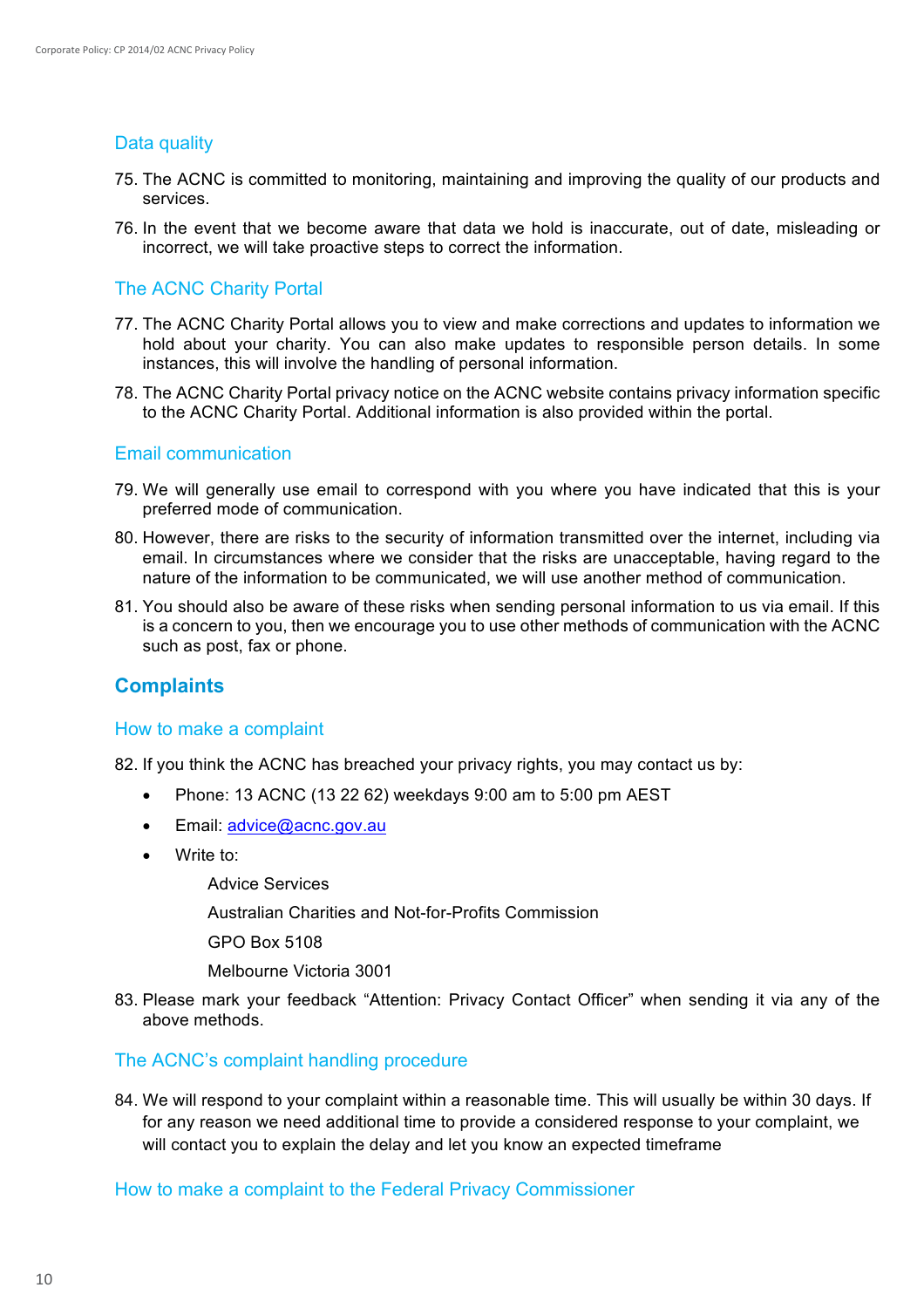### Data quality

75. The ACNC is committed to monitoring, maintaining and improving the quality of our products and services.
76. In the event that we become aware that data we hold is inaccurate, out of date, misleading or incorrect, we will take proactive steps to correct the information.

### The ACNC Charity Portal

77. The ACNC Charity Portal allows you to view and make corrections and updates to information we hold about your charity. You can also make updates to responsible person details. In some instances, this will involve the handling of personal information.
78. The ACNC Charity Portal privacy notice on the ACNC website contains privacy information specific to the ACNC Charity Portal. Additional information is also provided within the portal.

### Email communication

79. We will generally use email to correspond with you where you have indicated that this is your preferred mode of communication.
80. However, there are risks to the security of information transmitted over the internet, including via email. In circumstances where we consider that the risks are unacceptable, having regard to the nature of the information to be communicated, we will use another method of communication.
81. You should also be aware of these risks when sending personal information to us via email. If this is a concern to you, then we encourage you to use other methods of communication with the ACNC such as post, fax or phone.

## Complaints

### How to make a complaint

82. If you think the ACNC has breached your privacy rights, you may contact us by:
    - Phone: 13 ACNC (13 22 62) weekdays 9:00 am to 5:00 pm AEST
    - Email: advice@acnc.gov.au
    - Write to:

      Advice Services

      Australian Charities and Not-for-Profits Commission

      GPO Box 5108

      Melbourne Victoria 3001
83. Please mark your feedback “Attention: Privacy Contact Officer” when sending it via any of the above methods.

### The ACNC’s complaint handling procedure

84. We will respond to your complaint within a reasonable time. This will usually be within 30 days. If for any reason we need additional time to provide a considered response to your complaint, we will contact you to explain the delay and let you know an expected timeframe

### How to make a complaint to the Federal Privacy Commissioner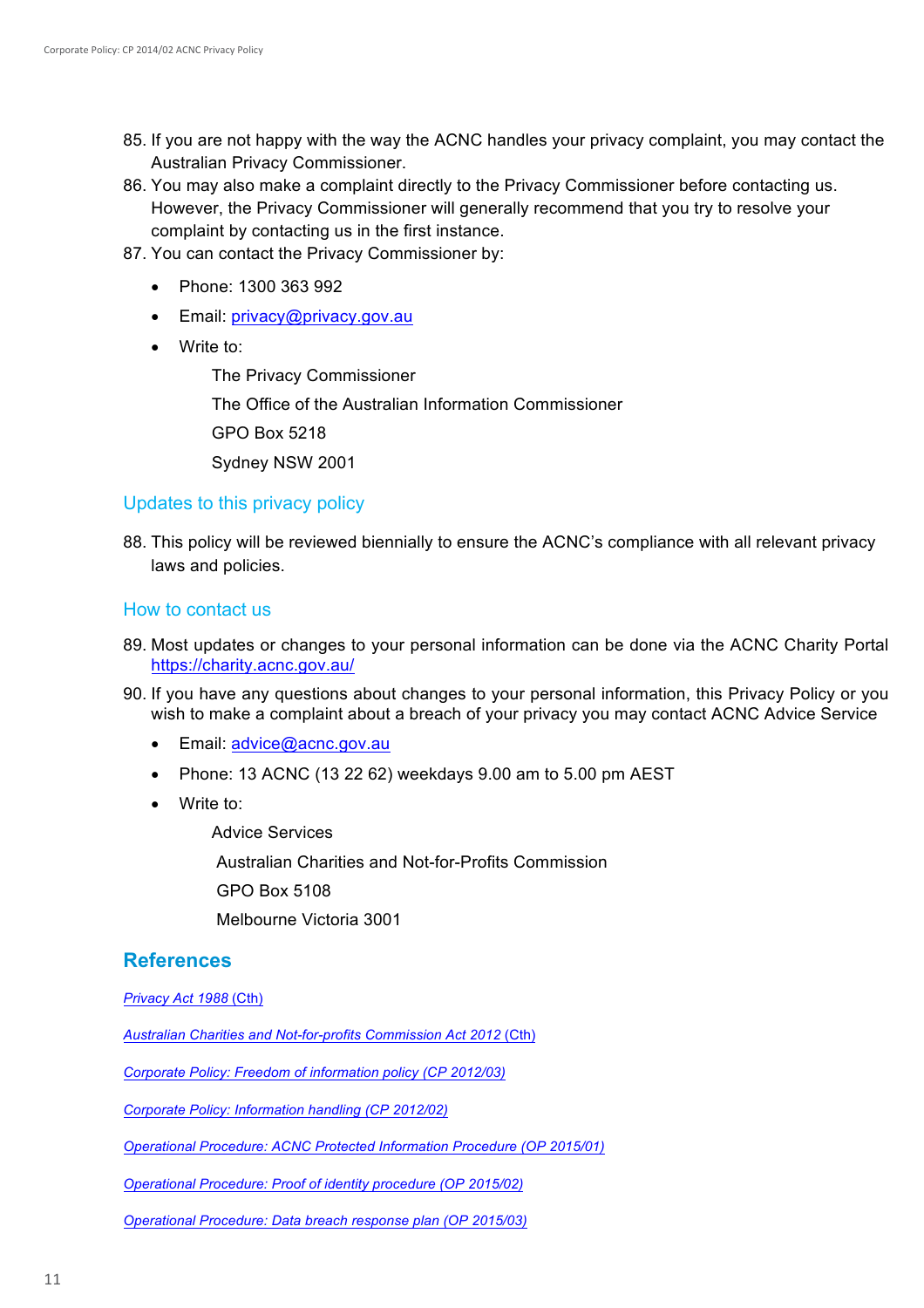85. If you are not happy with the way the ACNC handles your privacy complaint, you may contact the Australian Privacy Commissioner.
86. You may also make a complaint directly to the Privacy Commissioner before contacting us. However, the Privacy Commissioner will generally recommend that you try to resolve your complaint by contacting us in the first instance.
87. You can contact the Privacy Commissioner by:

- Phone: 1300 363 992
- Email: privacy@privacy.gov.au
- Write to:

  The Privacy Commissioner

  The Office of the Australian Information Commissioner

  GPO Box 5218

  Sydney NSW 2001

### Updates to this privacy policy

88. This policy will be reviewed biennially to ensure the ACNC's compliance with all relevant privacy laws and policies.

### How to contact us

89. Most updates or changes to your personal information can be done via the ACNC Charity Portal https://charity.acnc.gov.au/
90. If you have any questions about changes to your personal information, this Privacy Policy or you wish to make a complaint about a breach of your privacy you may contact ACNC Advice Service

- Email: advice@acnc.gov.au
- Phone: 13 ACNC (13 22 62) weekdays 9.00 am to 5.00 pm AEST
- Write to:

  Advice Services

  Australian Charities and Not-for-Profits Commission

  GPO Box 5108

  Melbourne Victoria 3001

## References

*Privacy Act 1988* (Cth)

*Australian Charities and Not-for-profits Commission Act 2012* (Cth)

*Corporate Policy: Freedom of information policy (CP 2012/03)*

*Corporate Policy: Information handling (CP 2012/02)*

*Operational Procedure: ACNC Protected Information Procedure (OP 2015/01)*

*Operational Procedure: Proof of identity procedure (OP 2015/02)*

*Operational Procedure: Data breach response plan (OP 2015/03)*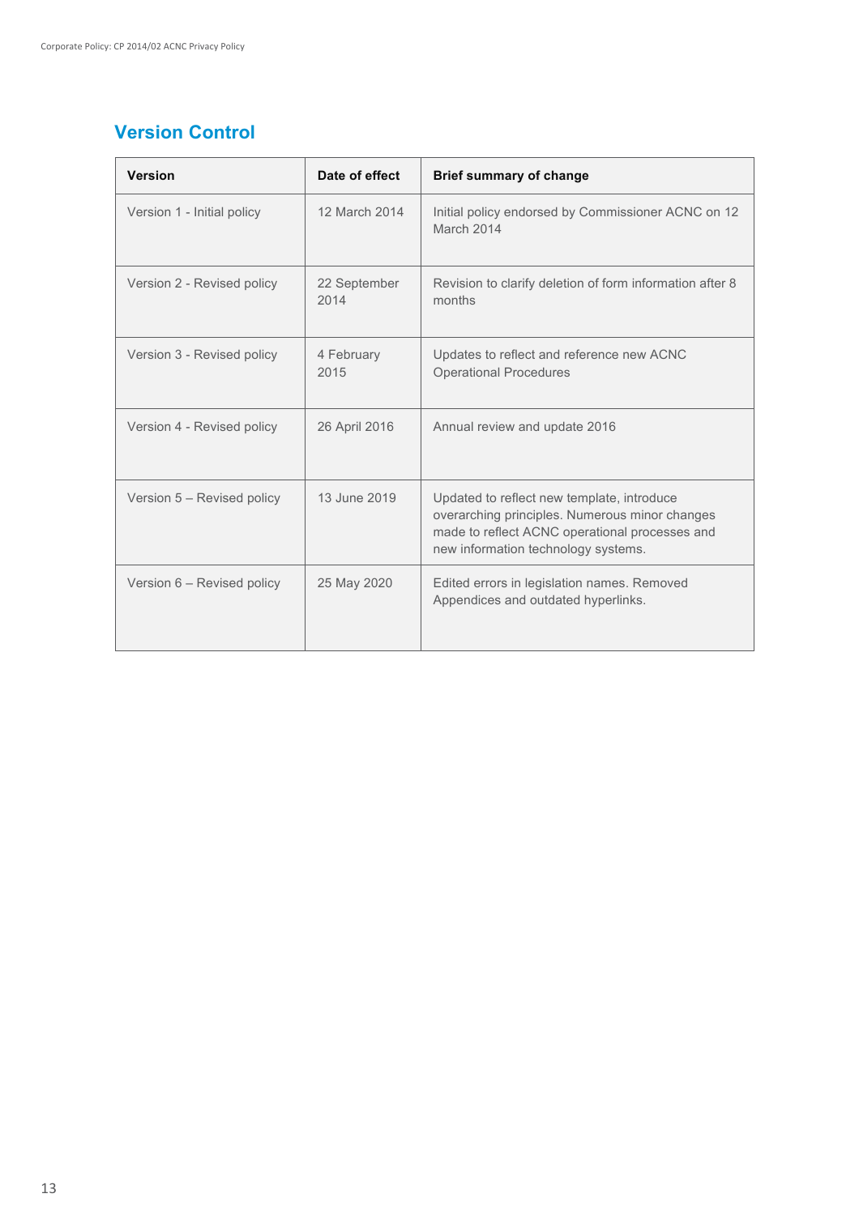## Version Control

| Version | Date of effect | Brief summary of change |
| --- | --- | --- |
| Version 1 - Initial policy | 12 March 2014 | Initial policy endorsed by Commissioner ACNC on 12 March 2014 |
| Version 2 - Revised policy | 22 September 2014 | Revision to clarify deletion of form information after 8 months |
| Version 3 - Revised policy | 4 February 2015 | Updates to reflect and reference new ACNC Operational Procedures |
| Version 4 - Revised policy | 26 April 2016 | Annual review and update 2016 |
| Version 5 – Revised policy | 13 June 2019 | Updated to reflect new template, introduce overarching principles. Numerous minor changes made to reflect ACNC operational processes and new information technology systems. |
| Version 6 – Revised policy | 25 May 2020 | Edited errors in legislation names. Removed Appendices and outdated hyperlinks. |